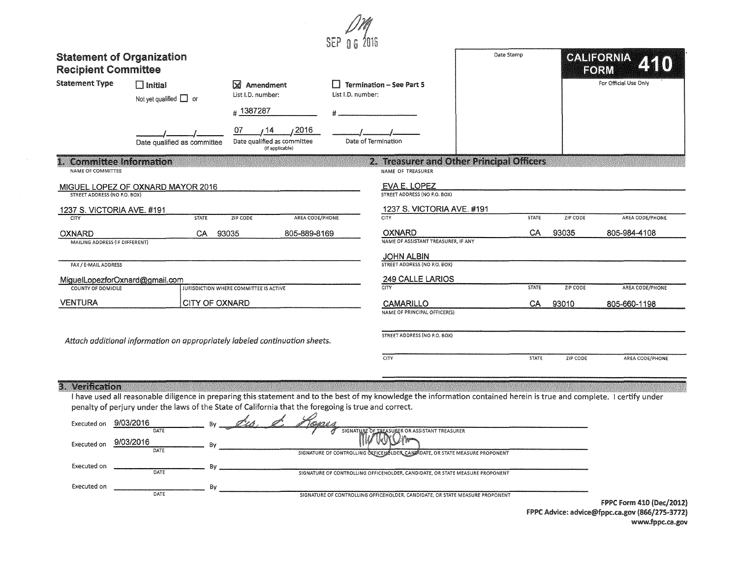DM
SEP 06 2016

# Statement of Organization Recipient Committee

**CALIFORNIA FORM 410**

Date Stamp

For Official Use Only

**Statement Type**

☐ **Initial** — Not yet qualified ☐ or ___/___/___ Date qualified as committee

☒ **Amendment** — List I.D. number: # 1387287 — 07/14/2016 Date qualified as committee (If applicable)

☐ **Termination – See Part 5** — List I.D. number: # ________ — ___/___/___ Date of Termination

## 1. Committee Information

NAME OF COMMITTEE: MIGUEL LOPEZ OF OXNARD MAYOR 2016

STREET ADDRESS (NO P.O. BOX): 1237 S. VICTORIA AVE. #191

| CITY | STATE | ZIP CODE | AREA CODE/PHONE |
|---|---|---|---|
| OXNARD | CA | 93035 | 805-889-8169 |

MAILING ADDRESS (IF DIFFERENT):

FAX / E-MAIL ADDRESS: MiguelLopezforOxnard@gmail.com

| COUNTY OF DOMICILE | JURISDICTION WHERE COMMITTEE IS ACTIVE |
|---|---|
| VENTURA | CITY OF OXNARD |

*Attach additional information on appropriately labeled continuation sheets.*

## 2. Treasurer and Other Principal Officers

NAME OF TREASURER: EVA E. LOPEZ

STREET ADDRESS (NO P.O. BOX): 1237 S. VICTORIA AVE. #191

| CITY | STATE | ZIP CODE | AREA CODE/PHONE |
|---|---|---|---|
| OXNARD | CA | 93035 | 805-984-4108 |

NAME OF ASSISTANT TREASURER, IF ANY: JOHN ALBIN

STREET ADDRESS (NO P.O. BOX): 249 CALLE LARIOS

| CITY | STATE | ZIP CODE | AREA CODE/PHONE |
|---|---|---|---|
| CAMARILLO | CA | 93010 | 805-660-1198 |

NAME OF PRINCIPAL OFFICER(S):

STREET ADDRESS (NO P.O. BOX):

| CITY | STATE | ZIP CODE | AREA CODE/PHONE |
|---|---|---|---|
| | | | |

## 3. Verification

I have used all reasonable diligence in preparing this statement and to the best of my knowledge the information contained herein is true and complete. I certify under penalty of perjury under the laws of the State of California that the foregoing is true and correct.

Executed on 9/03/2016 (DATE) By *Eva E. Lopez* (SIGNATURE OF TREASURER OR ASSISTANT TREASURER)

Executed on 9/03/2016 (DATE) By *[signature]* (SIGNATURE OF CONTROLLING OFFICEHOLDER, CANDIDATE, OR STATE MEASURE PROPONENT)

Executed on ________ (DATE) By ________ (SIGNATURE OF CONTROLLING OFFICEHOLDER, CANDIDATE, OR STATE MEASURE PROPONENT)

Executed on ________ (DATE) By ________ (SIGNATURE OF CONTROLLING OFFICEHOLDER, CANDIDATE, OR STATE MEASURE PROPONENT)

FPPC Form 410 (Dec/2012)
FPPC Advice: advice@fppc.ca.gov (866/275-3772)
www.fppc.ca.gov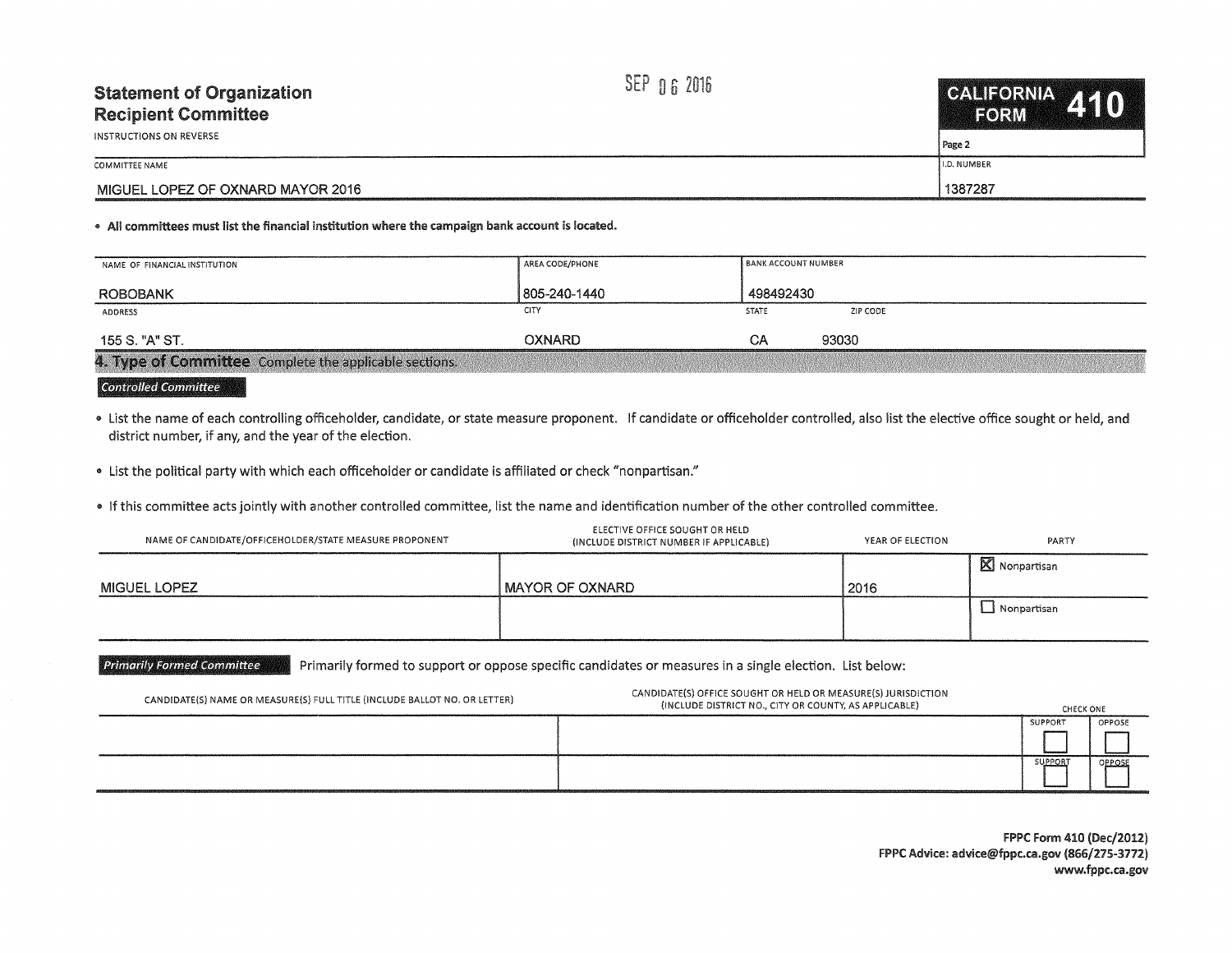# Statement of Organization Recipient Committee

SEP 06 2016

INSTRUCTIONS ON REVERSE

**CALIFORNIA FORM 410**

Page 2

| COMMITTEE NAME | I.D. NUMBER |
|---|---|
| MIGUEL LOPEZ OF OXNARD MAYOR 2016 | 1387287 |

- **All committees must list the financial institution where the campaign bank account is located.**

| NAME OF FINANCIAL INSTITUTION | AREA CODE/PHONE | BANK ACCOUNT NUMBER | |
|---|---|---|---|
| ROBOBANK | 805-240-1440 | 498492430 | |
| **ADDRESS** | **CITY** | **STATE** | **ZIP CODE** |
| 155 S. "A" ST. | OXNARD | CA | 93030 |

## 4. Type of Committee

Complete the applicable sections.

### Controlled Committee

- List the name of each controlling officeholder, candidate, or state measure proponent. If candidate or officeholder controlled, also list the elective office sought or held, and district number, if any, and the year of the election.
- List the political party with which each officeholder or candidate is affiliated or check "nonpartisan."
- If this committee acts jointly with another controlled committee, list the name and identification number of the other controlled committee.

| NAME OF CANDIDATE/OFFICEHOLDER/STATE MEASURE PROPONENT | ELECTIVE OFFICE SOUGHT OR HELD (INCLUDE DISTRICT NUMBER IF APPLICABLE) | YEAR OF ELECTION | PARTY |
|---|---|---|---|
| MIGUEL LOPEZ | MAYOR OF OXNARD | 2016 | ☒ Nonpartisan |
| | | | ☐ Nonpartisan |

### Primarily Formed Committee

Primarily formed to support or oppose specific candidates or measures in a single election. List below:

| CANDIDATE(S) NAME OR MEASURE(S) FULL TITLE (INCLUDE BALLOT NO. OR LETTER) | CANDIDATE(S) OFFICE SOUGHT OR HELD OR MEASURE(S) JURISDICTION (INCLUDE DISTRICT NO., CITY OR COUNTY, AS APPLICABLE) | CHECK ONE: SUPPORT | CHECK ONE: OPPOSE |
|---|---|---|---|
| | | ☐ | ☐ |
| | | ☐ | ☐ |

FPPC Form 410 (Dec/2012)
FPPC Advice: advice@fppc.ca.gov (866/275-3772)
www.fppc.ca.gov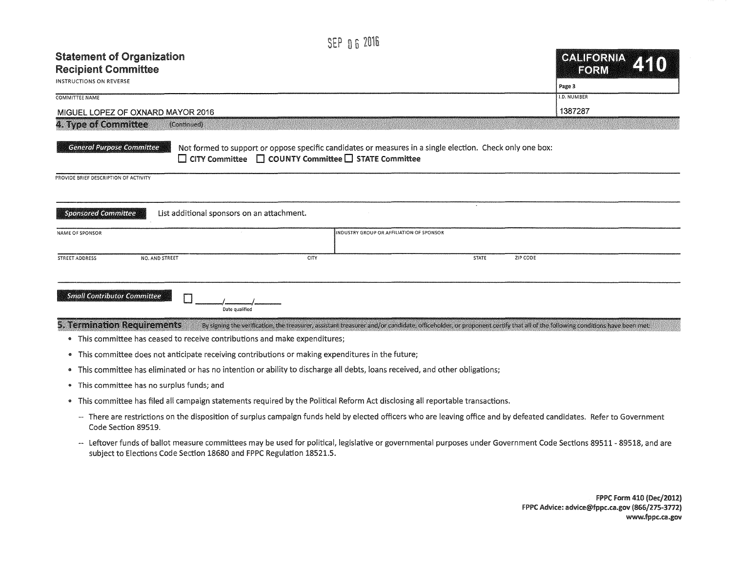SEP 06 2016

# Statement of Organization Recipient Committee

INSTRUCTIONS ON REVERSE

**CALIFORNIA FORM 410**

Page 3

COMMITTEE NAME

MIGUEL LOPEZ OF OXNARD MAYOR 2016

I.D. NUMBER

1387287

## 4. Type of Committee (Continued)

**General Purpose Committee** Not formed to support or oppose specific candidates or measures in a single election. Check only one box:

☐ CITY Committee ☐ COUNTY Committee ☐ STATE Committee

PROVIDE BRIEF DESCRIPTION OF ACTIVITY

**Sponsored Committee** List additional sponsors on an attachment.

| NAME OF SPONSOR | INDUSTRY GROUP OR AFFILIATION OF SPONSOR |
| --- | --- |
| | |

| STREET ADDRESS | NO. AND STREET | CITY | STATE | ZIP CODE |
| --- | --- | --- | --- | --- |
| | | | | |

**Small Contributor Committee** ☐ \_\_\_\_/\_\_\_\_/\_\_\_\_ Date qualified

## 5. Termination Requirements

By signing the verification, the treasurer, assistant treasurer and/or candidate, officeholder, or proponent certify that all of the following conditions have been met:

- This committee has ceased to receive contributions and make expenditures;
- This committee does not anticipate receiving contributions or making expenditures in the future;
- This committee has eliminated or has no intention or ability to discharge all debts, loans received, and other obligations;
- This committee has no surplus funds; and
- This committee has filed all campaign statements required by the Political Reform Act disclosing all reportable transactions.
  - -- There are restrictions on the disposition of surplus campaign funds held by elected officers who are leaving office and by defeated candidates. Refer to Government Code Section 89519.
  - -- Leftover funds of ballot measure committees may be used for political, legislative or governmental purposes under Government Code Sections 89511 - 89518, and are subject to Elections Code Section 18680 and FPPC Regulation 18521.5.

FPPC Form 410 (Dec/2012)
FPPC Advice: advice@fppc.ca.gov (866/275-3772)
www.fppc.ca.gov